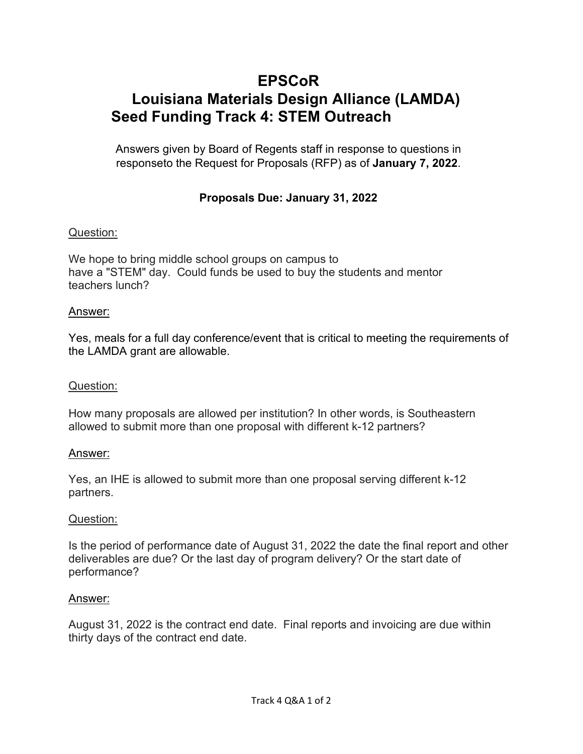# EPSCoR
# Louisiana Materials Design Alliance (LAMDA)
# Seed Funding Track 4: STEM Outreach

Answers given by Board of Regents staff in response to questions in responseto the Request for Proposals (RFP) as of **January 7, 2022**.

**Proposals Due: January 31, 2022**

Question:

We hope to bring middle school groups on campus to have a "STEM" day. Could funds be used to buy the students and mentor teachers lunch?

Answer:

Yes, meals for a full day conference/event that is critical to meeting the requirements of the LAMDA grant are allowable.

Question:

How many proposals are allowed per institution? In other words, is Southeastern allowed to submit more than one proposal with different k-12 partners?

Answer:

Yes, an IHE is allowed to submit more than one proposal serving different k-12 partners.

Question:

Is the period of performance date of August 31, 2022 the date the final report and other deliverables are due? Or the last day of program delivery? Or the start date of performance?

Answer:

August 31, 2022 is the contract end date. Final reports and invoicing are due within thirty days of the contract end date.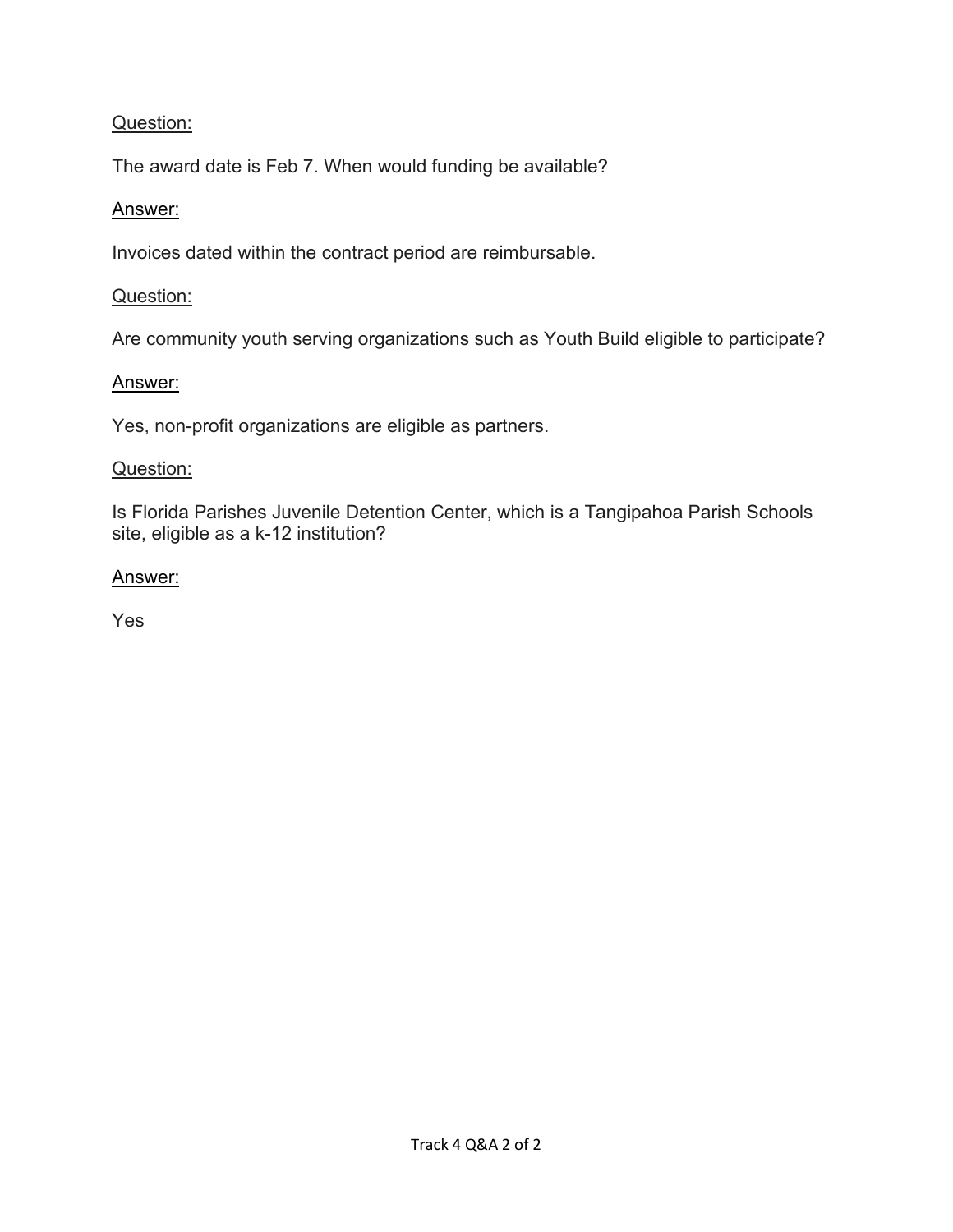Question:

The award date is Feb 7. When would funding be available?

Answer:

Invoices dated within the contract period are reimbursable.

Question:

Are community youth serving organizations such as Youth Build eligible to participate?

Answer:

Yes, non-profit organizations are eligible as partners.

Question:

Is Florida Parishes Juvenile Detention Center, which is a Tangipahoa Parish Schools site, eligible as a k-12 institution?

Answer:

Yes